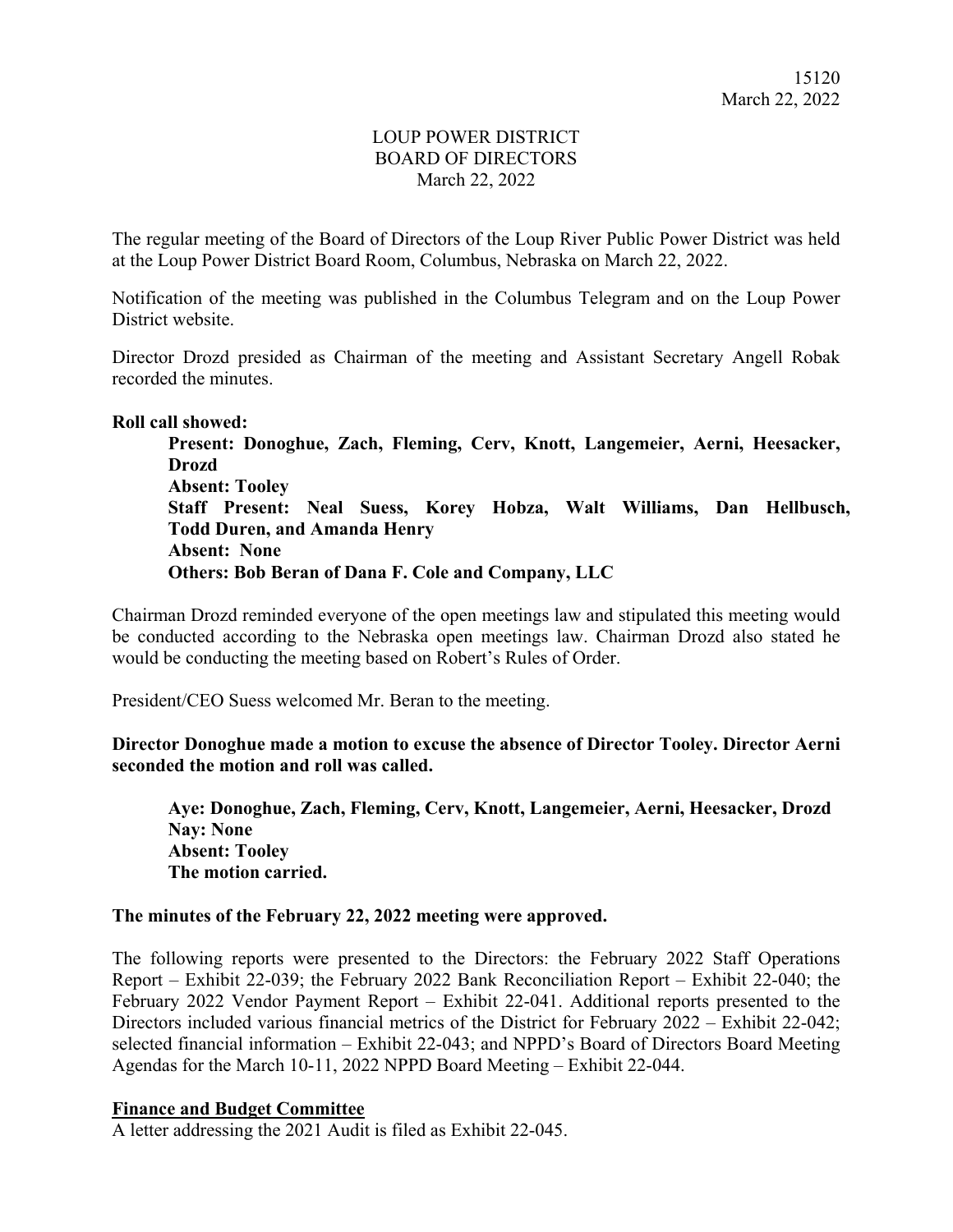# LOUP POWER DISTRICT
## BOARD OF DIRECTORS
### March 22, 2022

The regular meeting of the Board of Directors of the Loup River Public Power District was held at the Loup Power District Board Room, Columbus, Nebraska on March 22, 2022.

Notification of the meeting was published in the Columbus Telegram and on the Loup Power District website.

Director Drozd presided as Chairman of the meeting and Assistant Secretary Angell Robak recorded the minutes.

**Roll call showed:**

> **Present: Donoghue, Zach, Fleming, Cerv, Knott, Langemeier, Aerni, Heesacker, Drozd**
> **Absent: Tooley**
> **Staff Present: Neal Suess, Korey Hobza, Walt Williams, Dan Hellbusch, Todd Duren, and Amanda Henry**
> **Absent: None**
> **Others: Bob Beran of Dana F. Cole and Company, LLC**

Chairman Drozd reminded everyone of the open meetings law and stipulated this meeting would be conducted according to the Nebraska open meetings law. Chairman Drozd also stated he would be conducting the meeting based on Robert's Rules of Order.

President/CEO Suess welcomed Mr. Beran to the meeting.

**Director Donoghue made a motion to excuse the absence of Director Tooley. Director Aerni seconded the motion and roll was called.**

> **Aye: Donoghue, Zach, Fleming, Cerv, Knott, Langemeier, Aerni, Heesacker, Drozd**
> **Nay: None**
> **Absent: Tooley**
> **The motion carried.**

**The minutes of the February 22, 2022 meeting were approved.**

The following reports were presented to the Directors: the February 2022 Staff Operations Report – Exhibit 22-039; the February 2022 Bank Reconciliation Report – Exhibit 22-040; the February 2022 Vendor Payment Report – Exhibit 22-041. Additional reports presented to the Directors included various financial metrics of the District for February 2022 – Exhibit 22-042; selected financial information – Exhibit 22-043; and NPPD's Board of Directors Board Meeting Agendas for the March 10-11, 2022 NPPD Board Meeting – Exhibit 22-044.

**Finance and Budget Committee**

A letter addressing the 2021 Audit is filed as Exhibit 22-045.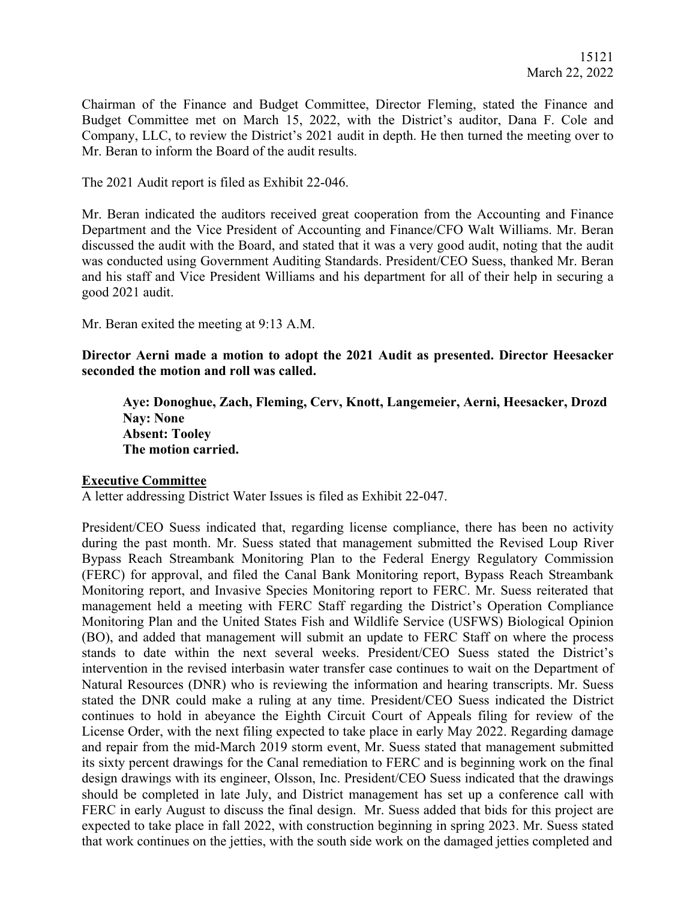Chairman of the Finance and Budget Committee, Director Fleming, stated the Finance and Budget Committee met on March 15, 2022, with the District's auditor, Dana F. Cole and Company, LLC, to review the District's 2021 audit in depth. He then turned the meeting over to Mr. Beran to inform the Board of the audit results.

The 2021 Audit report is filed as Exhibit 22-046.

Mr. Beran indicated the auditors received great cooperation from the Accounting and Finance Department and the Vice President of Accounting and Finance/CFO Walt Williams. Mr. Beran discussed the audit with the Board, and stated that it was a very good audit, noting that the audit was conducted using Government Auditing Standards. President/CEO Suess, thanked Mr. Beran and his staff and Vice President Williams and his department for all of their help in securing a good 2021 audit.

Mr. Beran exited the meeting at 9:13 A.M.

**Director Aerni made a motion to adopt the 2021 Audit as presented. Director Heesacker seconded the motion and roll was called.**

> **Aye: Donoghue, Zach, Fleming, Cerv, Knott, Langemeier, Aerni, Heesacker, Drozd**
> **Nay: None**
> **Absent: Tooley**
> **The motion carried.**

**Executive Committee**

A letter addressing District Water Issues is filed as Exhibit 22-047.

President/CEO Suess indicated that, regarding license compliance, there has been no activity during the past month. Mr. Suess stated that management submitted the Revised Loup River Bypass Reach Streambank Monitoring Plan to the Federal Energy Regulatory Commission (FERC) for approval, and filed the Canal Bank Monitoring report, Bypass Reach Streambank Monitoring report, and Invasive Species Monitoring report to FERC. Mr. Suess reiterated that management held a meeting with FERC Staff regarding the District's Operation Compliance Monitoring Plan and the United States Fish and Wildlife Service (USFWS) Biological Opinion (BO), and added that management will submit an update to FERC Staff on where the process stands to date within the next several weeks. President/CEO Suess stated the District's intervention in the revised interbasin water transfer case continues to wait on the Department of Natural Resources (DNR) who is reviewing the information and hearing transcripts. Mr. Suess stated the DNR could make a ruling at any time. President/CEO Suess indicated the District continues to hold in abeyance the Eighth Circuit Court of Appeals filing for review of the License Order, with the next filing expected to take place in early May 2022. Regarding damage and repair from the mid-March 2019 storm event, Mr. Suess stated that management submitted its sixty percent drawings for the Canal remediation to FERC and is beginning work on the final design drawings with its engineer, Olsson, Inc. President/CEO Suess indicated that the drawings should be completed in late July, and District management has set up a conference call with FERC in early August to discuss the final design. Mr. Suess added that bids for this project are expected to take place in fall 2022, with construction beginning in spring 2023. Mr. Suess stated that work continues on the jetties, with the south side work on the damaged jetties completed and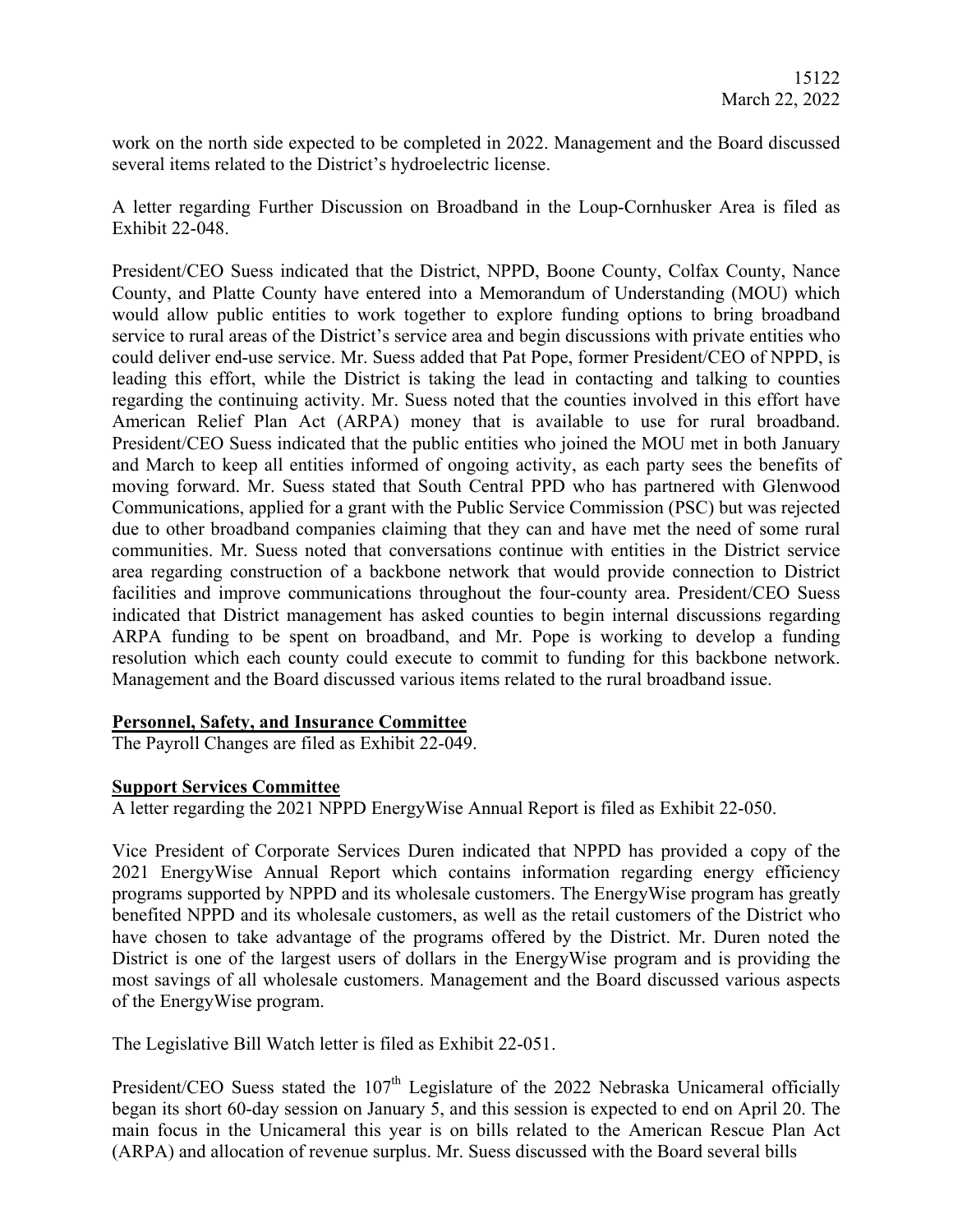work on the north side expected to be completed in 2022. Management and the Board discussed several items related to the District's hydroelectric license.

A letter regarding Further Discussion on Broadband in the Loup-Cornhusker Area is filed as Exhibit 22-048.

President/CEO Suess indicated that the District, NPPD, Boone County, Colfax County, Nance County, and Platte County have entered into a Memorandum of Understanding (MOU) which would allow public entities to work together to explore funding options to bring broadband service to rural areas of the District's service area and begin discussions with private entities who could deliver end-use service. Mr. Suess added that Pat Pope, former President/CEO of NPPD, is leading this effort, while the District is taking the lead in contacting and talking to counties regarding the continuing activity. Mr. Suess noted that the counties involved in this effort have American Relief Plan Act (ARPA) money that is available to use for rural broadband. President/CEO Suess indicated that the public entities who joined the MOU met in both January and March to keep all entities informed of ongoing activity, as each party sees the benefits of moving forward. Mr. Suess stated that South Central PPD who has partnered with Glenwood Communications, applied for a grant with the Public Service Commission (PSC) but was rejected due to other broadband companies claiming that they can and have met the need of some rural communities. Mr. Suess noted that conversations continue with entities in the District service area regarding construction of a backbone network that would provide connection to District facilities and improve communications throughout the four-county area. President/CEO Suess indicated that District management has asked counties to begin internal discussions regarding ARPA funding to be spent on broadband, and Mr. Pope is working to develop a funding resolution which each county could execute to commit to funding for this backbone network. Management and the Board discussed various items related to the rural broadband issue.

**Personnel, Safety, and Insurance Committee**

The Payroll Changes are filed as Exhibit 22-049.

**Support Services Committee**

A letter regarding the 2021 NPPD EnergyWise Annual Report is filed as Exhibit 22-050.

Vice President of Corporate Services Duren indicated that NPPD has provided a copy of the 2021 EnergyWise Annual Report which contains information regarding energy efficiency programs supported by NPPD and its wholesale customers. The EnergyWise program has greatly benefited NPPD and its wholesale customers, as well as the retail customers of the District who have chosen to take advantage of the programs offered by the District. Mr. Duren noted the District is one of the largest users of dollars in the EnergyWise program and is providing the most savings of all wholesale customers. Management and the Board discussed various aspects of the EnergyWise program.

The Legislative Bill Watch letter is filed as Exhibit 22-051.

President/CEO Suess stated the 107th Legislature of the 2022 Nebraska Unicameral officially began its short 60-day session on January 5, and this session is expected to end on April 20. The main focus in the Unicameral this year is on bills related to the American Rescue Plan Act (ARPA) and allocation of revenue surplus. Mr. Suess discussed with the Board several bills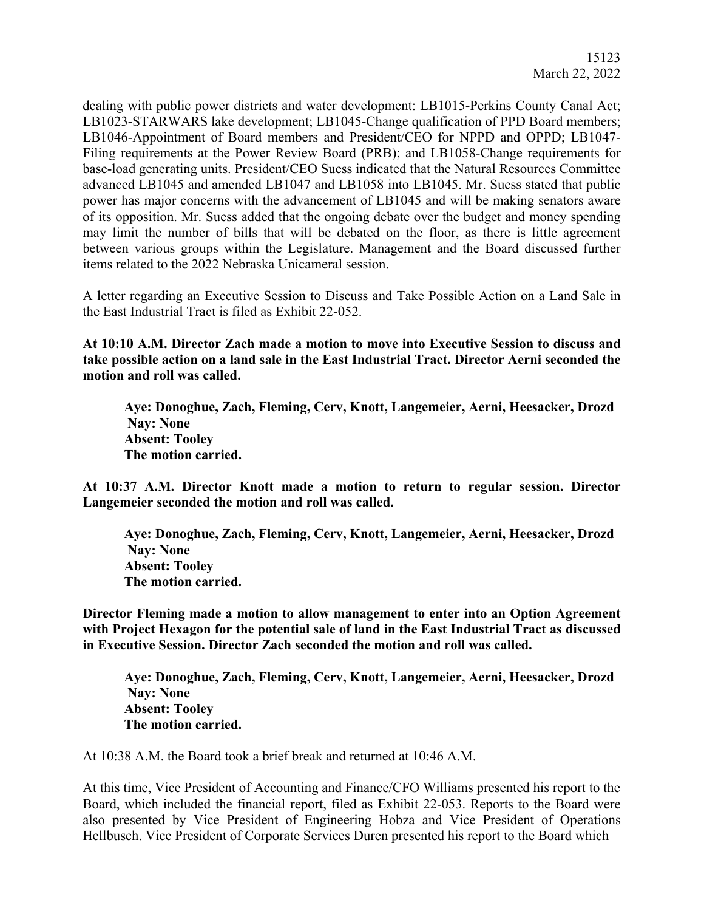dealing with public power districts and water development: LB1015-Perkins County Canal Act; LB1023-STARWARS lake development; LB1045-Change qualification of PPD Board members; LB1046-Appointment of Board members and President/CEO for NPPD and OPPD; LB1047-Filing requirements at the Power Review Board (PRB); and LB1058-Change requirements for base-load generating units. President/CEO Suess indicated that the Natural Resources Committee advanced LB1045 and amended LB1047 and LB1058 into LB1045. Mr. Suess stated that public power has major concerns with the advancement of LB1045 and will be making senators aware of its opposition. Mr. Suess added that the ongoing debate over the budget and money spending may limit the number of bills that will be debated on the floor, as there is little agreement between various groups within the Legislature. Management and the Board discussed further items related to the 2022 Nebraska Unicameral session.

A letter regarding an Executive Session to Discuss and Take Possible Action on a Land Sale in the East Industrial Tract is filed as Exhibit 22-052.

**At 10:10 A.M. Director Zach made a motion to move into Executive Session to discuss and take possible action on a land sale in the East Industrial Tract. Director Aerni seconded the motion and roll was called.**

> **Aye: Donoghue, Zach, Fleming, Cerv, Knott, Langemeier, Aerni, Heesacker, Drozd**
> **Nay: None**
> **Absent: Tooley**
> **The motion carried.**

**At 10:37 A.M. Director Knott made a motion to return to regular session. Director Langemeier seconded the motion and roll was called.**

> **Aye: Donoghue, Zach, Fleming, Cerv, Knott, Langemeier, Aerni, Heesacker, Drozd**
> **Nay: None**
> **Absent: Tooley**
> **The motion carried.**

**Director Fleming made a motion to allow management to enter into an Option Agreement with Project Hexagon for the potential sale of land in the East Industrial Tract as discussed in Executive Session. Director Zach seconded the motion and roll was called.**

> **Aye: Donoghue, Zach, Fleming, Cerv, Knott, Langemeier, Aerni, Heesacker, Drozd**
> **Nay: None**
> **Absent: Tooley**
> **The motion carried.**

At 10:38 A.M. the Board took a brief break and returned at 10:46 A.M.

At this time, Vice President of Accounting and Finance/CFO Williams presented his report to the Board, which included the financial report, filed as Exhibit 22-053. Reports to the Board were also presented by Vice President of Engineering Hobza and Vice President of Operations Hellbusch. Vice President of Corporate Services Duren presented his report to the Board which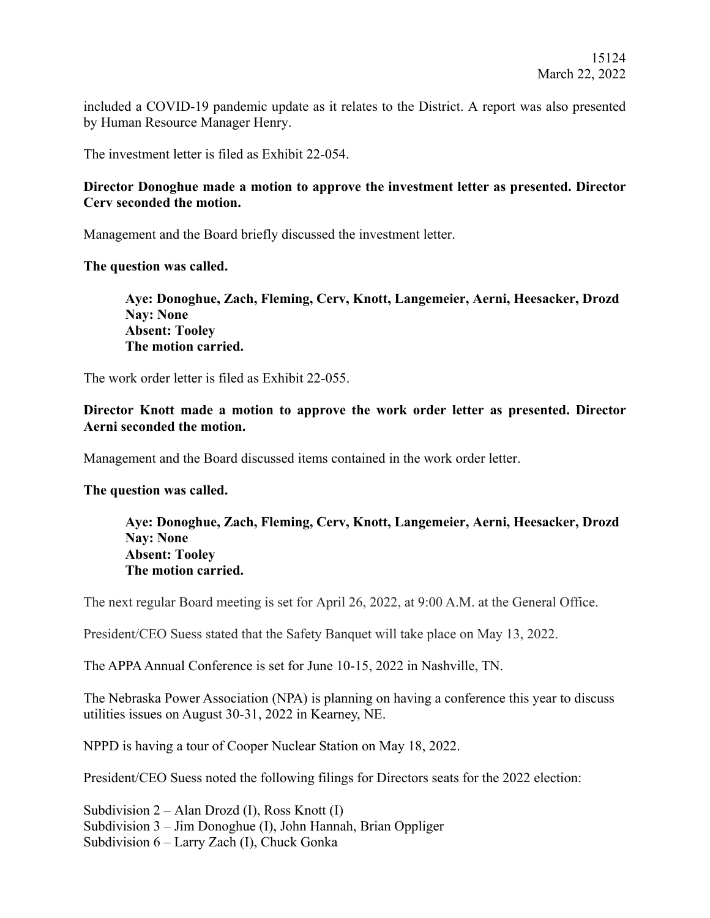included a COVID-19 pandemic update as it relates to the District. A report was also presented by Human Resource Manager Henry.

The investment letter is filed as Exhibit 22-054.

**Director Donoghue made a motion to approve the investment letter as presented. Director Cerv seconded the motion.**

Management and the Board briefly discussed the investment letter.

**The question was called.**

> **Aye: Donoghue, Zach, Fleming, Cerv, Knott, Langemeier, Aerni, Heesacker, Drozd**
> **Nay: None**
> **Absent: Tooley**
> **The motion carried.**

The work order letter is filed as Exhibit 22-055.

**Director Knott made a motion to approve the work order letter as presented. Director Aerni seconded the motion.**

Management and the Board discussed items contained in the work order letter.

**The question was called.**

> **Aye: Donoghue, Zach, Fleming, Cerv, Knott, Langemeier, Aerni, Heesacker, Drozd**
> **Nay: None**
> **Absent: Tooley**
> **The motion carried.**

The next regular Board meeting is set for April 26, 2022, at 9:00 A.M. at the General Office.

President/CEO Suess stated that the Safety Banquet will take place on May 13, 2022.

The APPA Annual Conference is set for June 10-15, 2022 in Nashville, TN.

The Nebraska Power Association (NPA) is planning on having a conference this year to discuss utilities issues on August 30-31, 2022 in Kearney, NE.

NPPD is having a tour of Cooper Nuclear Station on May 18, 2022.

President/CEO Suess noted the following filings for Directors seats for the 2022 election:

Subdivision 2 – Alan Drozd (I), Ross Knott (I)
Subdivision 3 – Jim Donoghue (I), John Hannah, Brian Oppliger
Subdivision 6 – Larry Zach (I), Chuck Gonka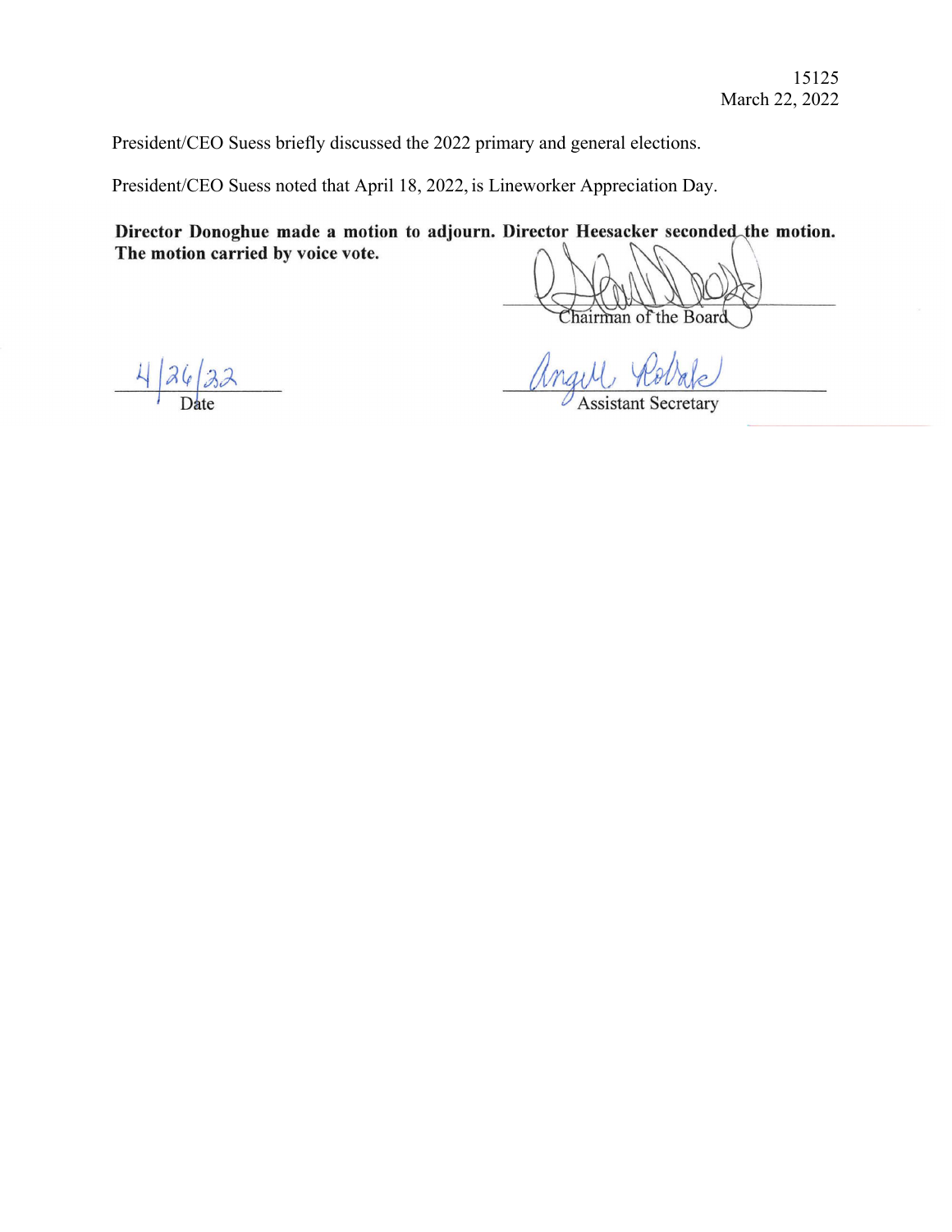15125
March 22, 2022

President/CEO Suess briefly discussed the 2022 primary and general elections.

President/CEO Suess noted that April 18, 2022, is Lineworker Appreciation Day.

**Director Donoghue made a motion to adjourn. Director Heesacker seconded the motion. The motion carried by voice vote.**

Chairman of the Board

4/26/22
Date

Assistant Secretary